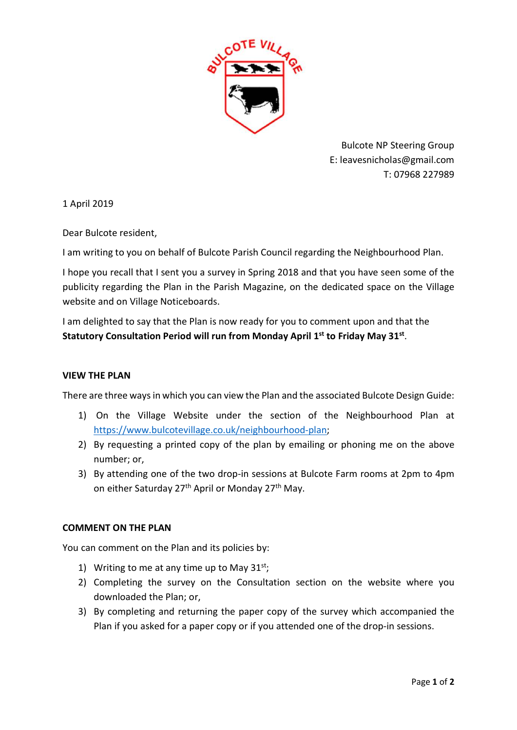Bulcote NP Steering Group
E: leavesnicholas@gmail.com
T: 07968 227989

1 April 2019

Dear Bulcote resident,

I am writing to you on behalf of Bulcote Parish Council regarding the Neighbourhood Plan.

I hope you recall that I sent you a survey in Spring 2018 and that you have seen some of the publicity regarding the Plan in the Parish Magazine, on the dedicated space on the Village website and on Village Noticeboards.

I am delighted to say that the Plan is now ready for you to comment upon and that the **Statutory Consultation Period will run from Monday April 1st to Friday May 31st**.

## VIEW THE PLAN

There are three ways in which you can view the Plan and the associated Bulcote Design Guide:

1) On the Village Website under the section of the Neighbourhood Plan at https://www.bulcotevillage.co.uk/neighbourhood-plan;
2) By requesting a printed copy of the plan by emailing or phoning me on the above number; or,
3) By attending one of the two drop-in sessions at Bulcote Farm rooms at 2pm to 4pm on either Saturday 27th April or Monday 27th May.

## COMMENT ON THE PLAN

You can comment on the Plan and its policies by:

1) Writing to me at any time up to May 31st;
2) Completing the survey on the Consultation section on the website where you downloaded the Plan; or,
3) By completing and returning the paper copy of the survey which accompanied the Plan if you asked for a paper copy or if you attended one of the drop-in sessions.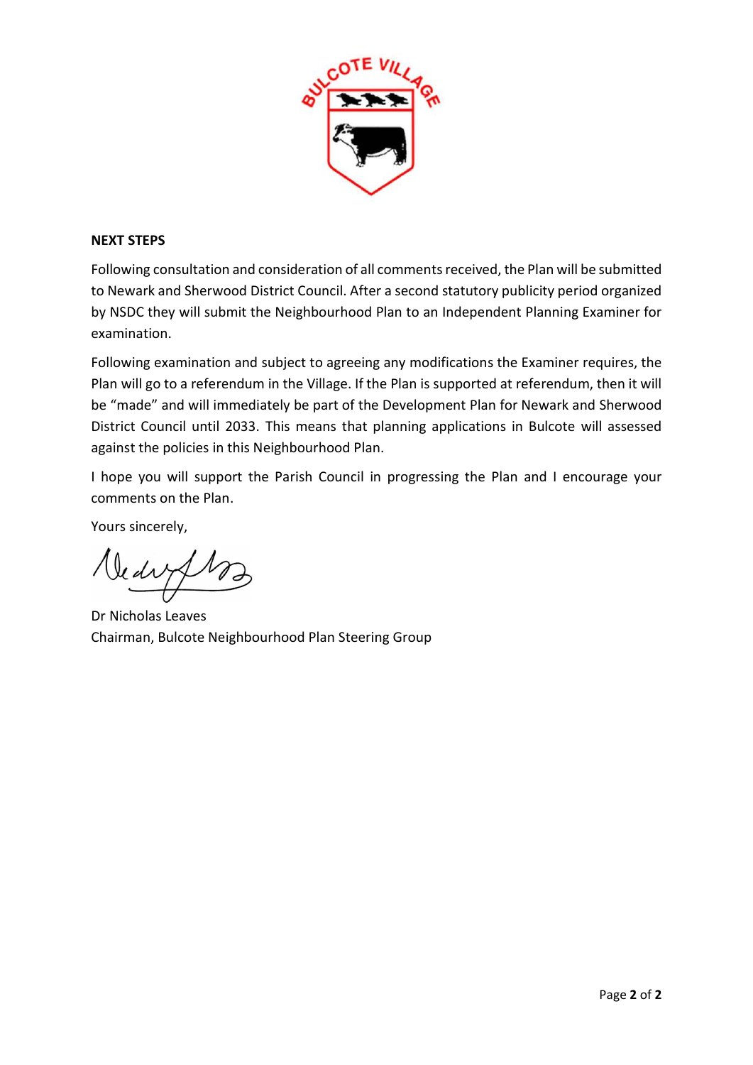## NEXT STEPS

Following consultation and consideration of all comments received, the Plan will be submitted to Newark and Sherwood District Council. After a second statutory publicity period organized by NSDC they will submit the Neighbourhood Plan to an Independent Planning Examiner for examination.

Following examination and subject to agreeing any modifications the Examiner requires, the Plan will go to a referendum in the Village. If the Plan is supported at referendum, then it will be "made" and will immediately be part of the Development Plan for Newark and Sherwood District Council until 2033. This means that planning applications in Bulcote will assessed against the policies in this Neighbourhood Plan.

I hope you will support the Parish Council in progressing the Plan and I encourage your comments on the Plan.

Yours sincerely,

Dr Nicholas Leaves
Chairman, Bulcote Neighbourhood Plan Steering Group